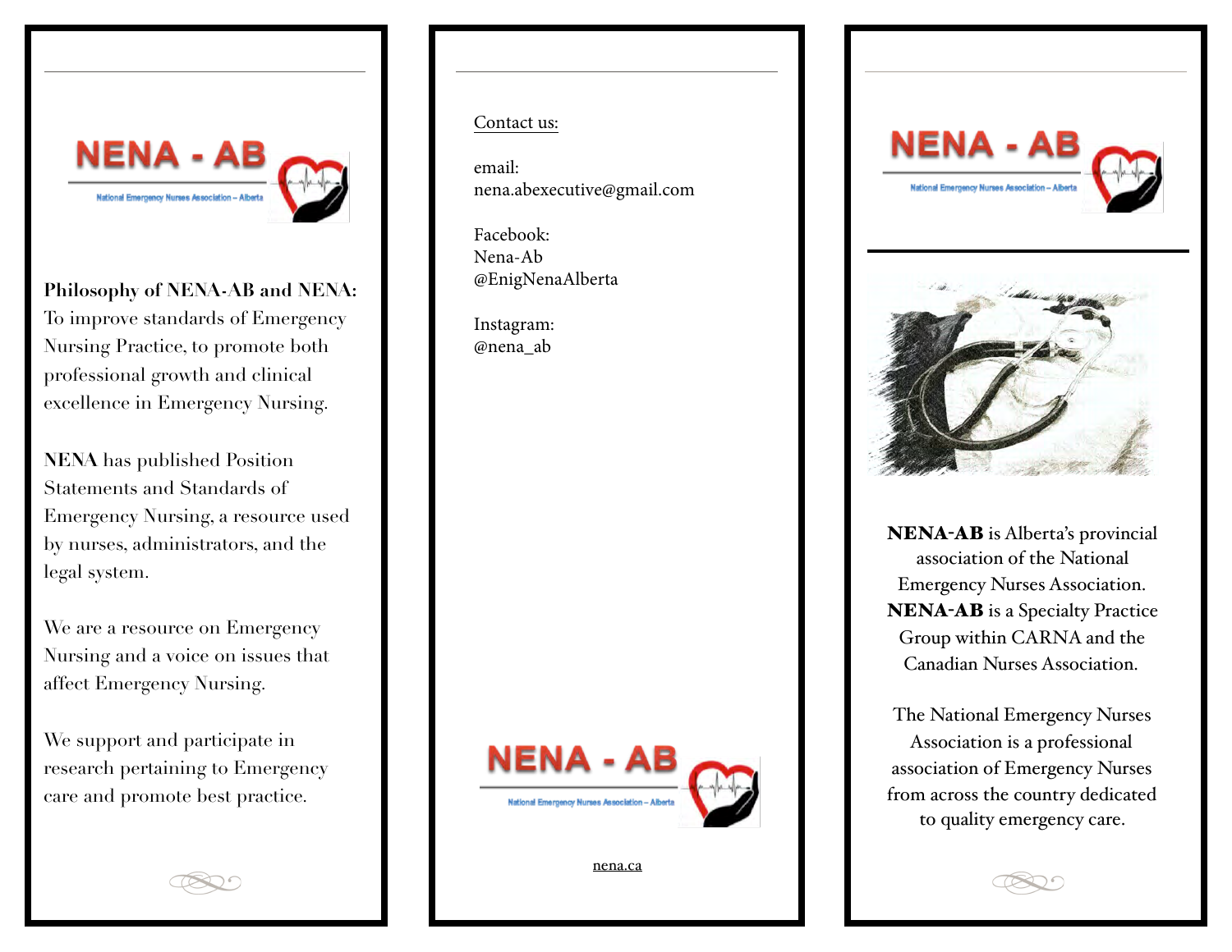NENA - AB

National Emergency Nurses Association – Alberta

**Philosophy of NENA-AB and NENA:** To improve standards of Emergency Nursing Practice, to promote both professional growth and clinical excellence in Emergency Nursing.

**NENA** has published Position Statements and Standards of Emergency Nursing, a resource used by nurses, administrators, and the legal system.

We are a resource on Emergency Nursing and a voice on issues that affect Emergency Nursing.

We support and participate in research pertaining to Emergency care and promote best practice.

Contact us:

email:
nena.abexecutive@gmail.com

Facebook:
Nena-Ab
@EnigNenaAlberta

Instagram:
@nena_ab

NENA - AB

National Emergency Nurses Association – Alberta

nena.ca

NENA - AB

National Emergency Nurses Association – Alberta

**NENA-AB** is Alberta's provincial association of the National Emergency Nurses Association. **NENA-AB** is a Specialty Practice Group within CARNA and the Canadian Nurses Association.

The National Emergency Nurses Association is a professional association of Emergency Nurses from across the country dedicated to quality emergency care.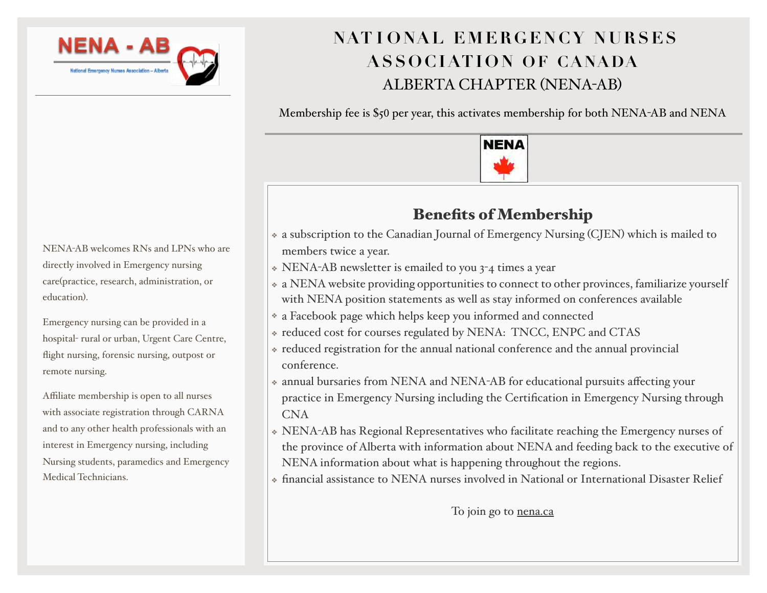# NATIONAL EMERGENCY NURSES ASSOCIATION OF CANADA

## ALBERTA CHAPTER (NENA-AB)

Membership fee is $50 per year, this activates membership for both NENA-AB and NENA

NENA-AB welcomes RNs and LPNs who are directly involved in Emergency nursing care(practice, research, administration, or education).

Emergency nursing can be provided in a hospital- rural or urban, Urgent Care Centre, flight nursing, forensic nursing, outpost or remote nursing.

Affiliate membership is open to all nurses with associate registration through CARNA and to any other health professionals with an interest in Emergency nursing, including Nursing students, paramedics and Emergency Medical Technicians.

### Benefits of Membership

- a subscription to the Canadian Journal of Emergency Nursing (CJEN) which is mailed to members twice a year.
- NENA-AB newsletter is emailed to you 3-4 times a year
- a NENA website providing opportunities to connect to other provinces, familiarize yourself with NENA position statements as well as stay informed on conferences available
- a Facebook page which helps keep you informed and connected
- reduced cost for courses regulated by NENA: TNCC, ENPC and CTAS
- reduced registration for the annual national conference and the annual provincial conference.
- annual bursaries from NENA and NENA-AB for educational pursuits affecting your practice in Emergency Nursing including the Certification in Emergency Nursing through CNA
- NENA-AB has Regional Representatives who facilitate reaching the Emergency nurses of the province of Alberta with information about NENA and feeding back to the executive of NENA information about what is happening throughout the regions.
- financial assistance to NENA nurses involved in National or International Disaster Relief

To join go to nena.ca